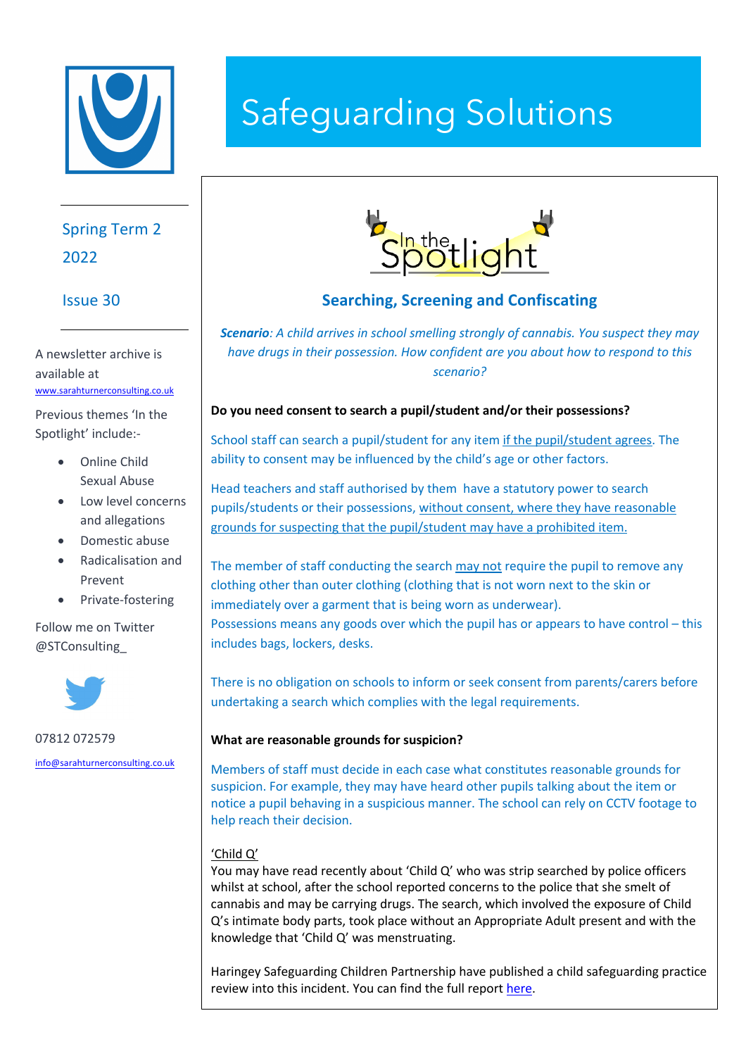# Safeguarding Solutions

Spring Term 2
2022

Issue 30

A newsletter archive is available at www.sarahturnerconsulting.co.uk

Previous themes 'In the Spotlight' include:-

- Online Child Sexual Abuse
- Low level concerns and allegations
- Domestic abuse
- Radicalisation and Prevent
- Private-fostering

Follow me on Twitter @STConsulting_

07812 072579

info@sarahturnerconsulting.co.uk

## In the Spotlight

### Searching, Screening and Confiscating

***Scenario**: A child arrives in school smelling strongly of cannabis. You suspect they may have drugs in their possession. How confident are you about how to respond to this scenario?*

**Do you need consent to search a pupil/student and/or their possessions?**

School staff can search a pupil/student for any item if the pupil/student agrees. The ability to consent may be influenced by the child's age or other factors.

Head teachers and staff authorised by them have a statutory power to search pupils/students or their possessions, without consent, where they have reasonable grounds for suspecting that the pupil/student may have a prohibited item.

The member of staff conducting the search may not require the pupil to remove any clothing other than outer clothing (clothing that is not worn next to the skin or immediately over a garment that is being worn as underwear).
Possessions means any goods over which the pupil has or appears to have control – this includes bags, lockers, desks.

There is no obligation on schools to inform or seek consent from parents/carers before undertaking a search which complies with the legal requirements.

**What are reasonable grounds for suspicion?**

Members of staff must decide in each case what constitutes reasonable grounds for suspicion. For example, they may have heard other pupils talking about the item or notice a pupil behaving in a suspicious manner. The school can rely on CCTV footage to help reach their decision.

'Child Q'
You may have read recently about 'Child Q' who was strip searched by police officers whilst at school, after the school reported concerns to the police that she smelt of cannabis and may be carrying drugs. The search, which involved the exposure of Child Q's intimate body parts, took place without an Appropriate Adult present and with the knowledge that 'Child Q' was menstruating.

Haringey Safeguarding Children Partnership have published a child safeguarding practice review into this incident. You can find the full report here.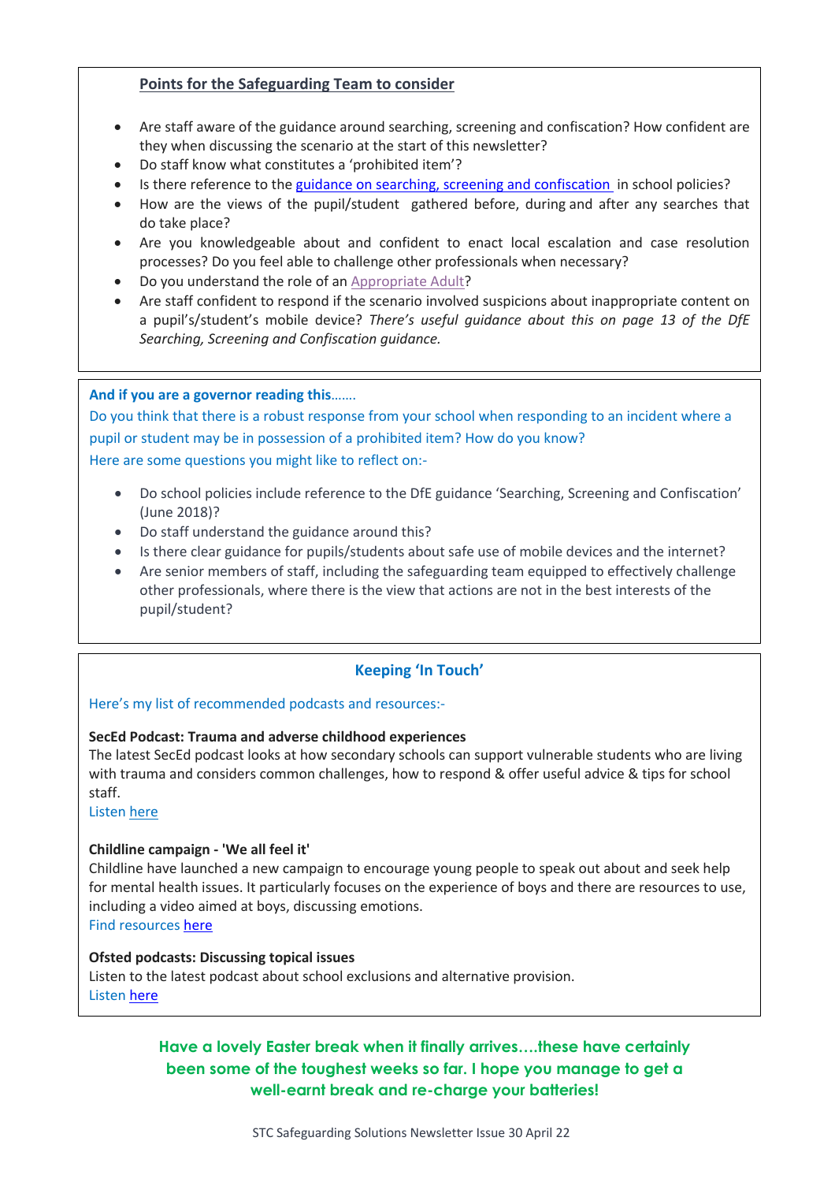## Points for the Safeguarding Team to consider

- Are staff aware of the guidance around searching, screening and confiscation? How confident are they when discussing the scenario at the start of this newsletter?
- Do staff know what constitutes a 'prohibited item'?
- Is there reference to the guidance on searching, screening and confiscation in school policies?
- How are the views of the pupil/student gathered before, during and after any searches that do take place?
- Are you knowledgeable about and confident to enact local escalation and case resolution processes? Do you feel able to challenge other professionals when necessary?
- Do you understand the role of an Appropriate Adult?
- Are staff confident to respond if the scenario involved suspicions about inappropriate content on a pupil's/student's mobile device? *There's useful guidance about this on page 13 of the DfE Searching, Screening and Confiscation guidance.*

**And if you are a governor reading this**…….

Do you think that there is a robust response from your school when responding to an incident where a pupil or student may be in possession of a prohibited item? How do you know?

Here are some questions you might like to reflect on:-

- Do school policies include reference to the DfE guidance 'Searching, Screening and Confiscation' (June 2018)?
- Do staff understand the guidance around this?
- Is there clear guidance for pupils/students about safe use of mobile devices and the internet?
- Are senior members of staff, including the safeguarding team equipped to effectively challenge other professionals, where there is the view that actions are not in the best interests of the pupil/student?

## Keeping 'In Touch'

Here's my list of recommended podcasts and resources:-

**SecEd Podcast: Trauma and adverse childhood experiences**

The latest SecEd podcast looks at how secondary schools can support vulnerable students who are living with trauma and considers common challenges, how to respond & offer useful advice & tips for school staff.

Listen here

**Childline campaign - 'We all feel it'**

Childline have launched a new campaign to encourage young people to speak out about and seek help for mental health issues. It particularly focuses on the experience of boys and there are resources to use, including a video aimed at boys, discussing emotions.

Find resources here

**Ofsted podcasts: Discussing topical issues**

Listen to the latest podcast about school exclusions and alternative provision.

Listen here

**Have a lovely Easter break when it finally arrives….these have certainly been some of the toughest weeks so far. I hope you manage to get a well-earnt break and re-charge your batteries!**